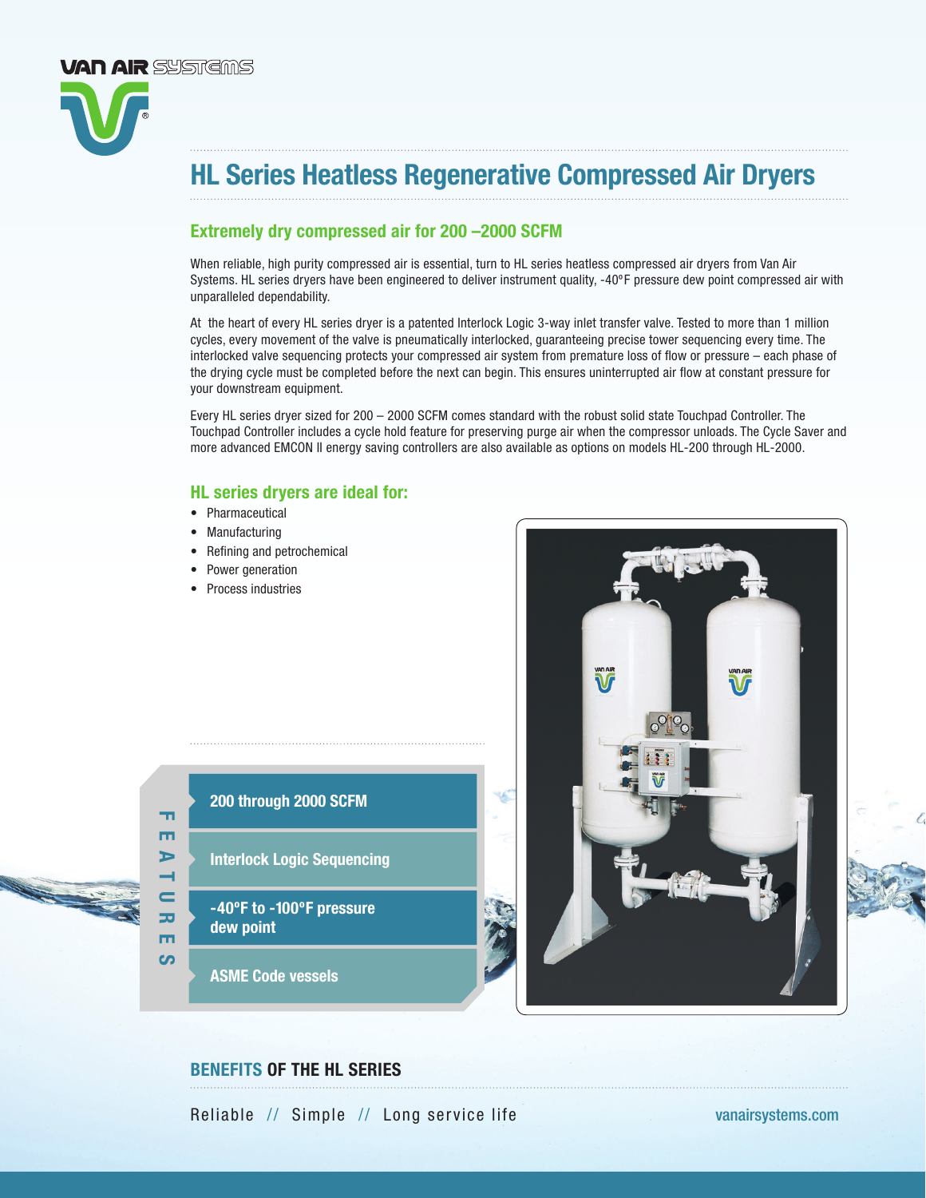VAN AIR SYSTEMS

# HL Series Heatless Regenerative Compressed Air Dryers

## Extremely dry compressed air for 200 –2000 SCFM

When reliable, high purity compressed air is essential, turn to HL series heatless compressed air dryers from Van Air Systems. HL series dryers have been engineered to deliver instrument quality, -40°F pressure dew point compressed air with unparalleled dependability.

At the heart of every HL series dryer is a patented Interlock Logic 3-way inlet transfer valve. Tested to more than 1 million cycles, every movement of the valve is pneumatically interlocked, guaranteeing precise tower sequencing every time. The interlocked valve sequencing protects your compressed air system from premature loss of flow or pressure – each phase of the drying cycle must be completed before the next can begin. This ensures uninterrupted air flow at constant pressure for your downstream equipment.

Every HL series dryer sized for 200 – 2000 SCFM comes standard with the robust solid state Touchpad Controller. The Touchpad Controller includes a cycle hold feature for preserving purge air when the compressor unloads. The Cycle Saver and more advanced EMCON II energy saving controllers are also available as options on models HL-200 through HL-2000.

## HL series dryers are ideal for:

- Pharmaceutical
- Manufacturing
- Refining and petrochemical
- Power generation
- Process industries

## FEATURES

- 200 through 2000 SCFM
- Interlock Logic Sequencing
- -40°F to -100°F pressure dew point
- ASME Code vessels

## BENEFITS OF THE HL SERIES

Reliable // Simple // Long service life

vanairsystems.com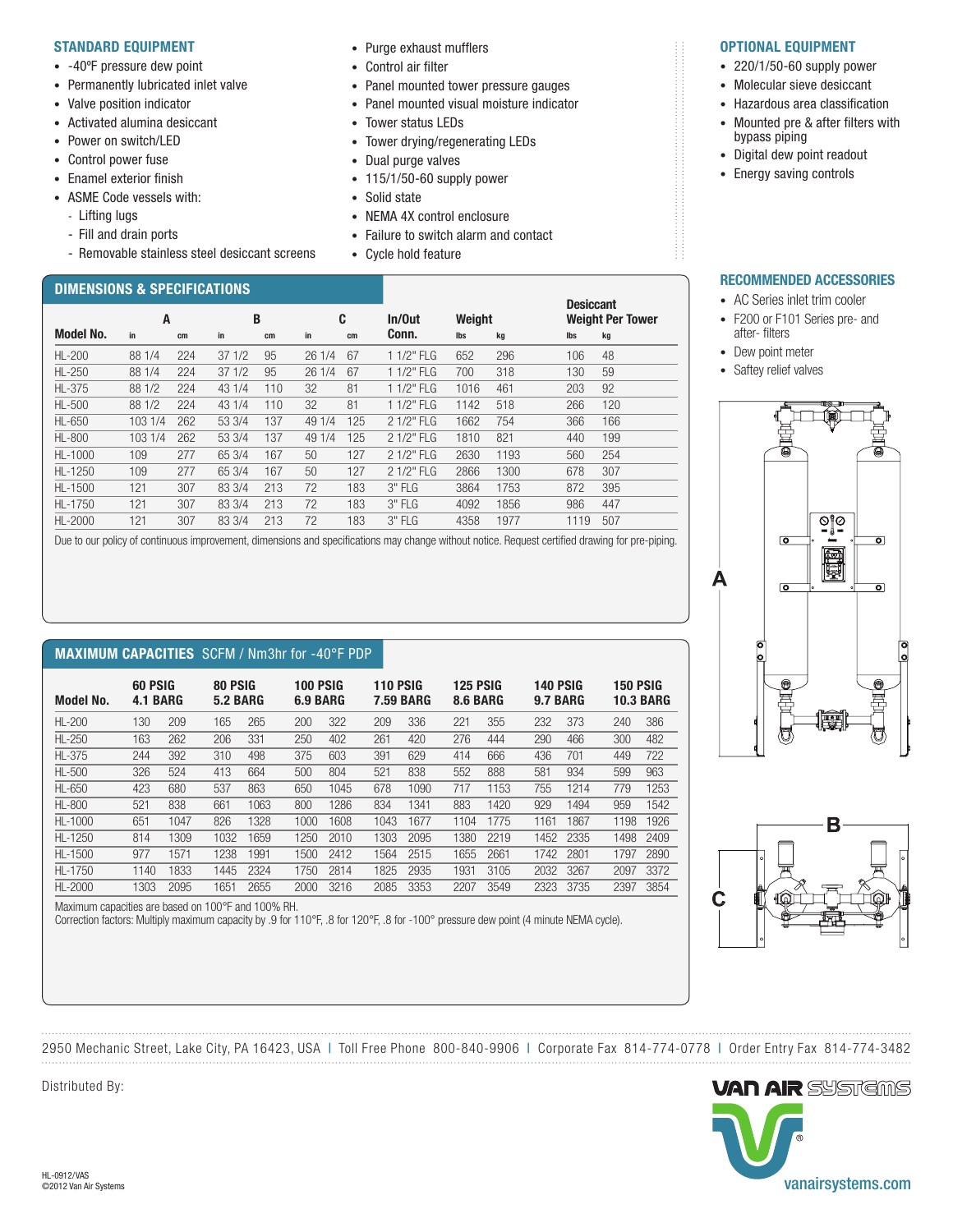## STANDARD EQUIPMENT

- -40ºF pressure dew point
- Permanently lubricated inlet valve
- Valve position indicator
- Activated alumina desiccant
- Power on switch/LED
- Control power fuse
- Enamel exterior finish
- ASME Code vessels with:
  - Lifting lugs
  - Fill and drain ports
  - Removable stainless steel desiccant screens
- Purge exhaust mufflers
- Control air filter
- Panel mounted tower pressure gauges
- Panel mounted visual moisture indicator
- Tower status LEDs
- Tower drying/regenerating LEDs
- Dual purge valves
- 115/1/50-60 supply power
- Solid state
- NEMA 4X control enclosure
- Failure to switch alarm and contact
- Cycle hold feature

## OPTIONAL EQUIPMENT

- 220/1/50-60 supply power
- Molecular sieve desiccant
- Hazardous area classification
- Mounted pre & after filters with bypass piping
- Digital dew point readout
- Energy saving controls

## DIMENSIONS & SPECIFICATIONS

| Model No. | A | | B | | C | | In/Out Conn. | Weight | | Desiccant Weight Per Tower | |
|---|---|---|---|---|---|---|---|---|---|---|---|
| | in | cm | in | cm | in | cm | | lbs | kg | lbs | kg |
| HL-200 | 88 1/4 | 224 | 37 1/2 | 95 | 26 1/4 | 67 | 1 1/2" FLG | 652 | 296 | 106 | 48 |
| HL-250 | 88 1/4 | 224 | 37 1/2 | 95 | 26 1/4 | 67 | 1 1/2" FLG | 700 | 318 | 130 | 59 |
| HL-375 | 88 1/2 | 224 | 43 1/4 | 110 | 32 | 81 | 1 1/2" FLG | 1016 | 461 | 203 | 92 |
| HL-500 | 88 1/2 | 224 | 43 1/4 | 110 | 32 | 81 | 1 1/2" FLG | 1142 | 518 | 266 | 120 |
| HL-650 | 103 1/4 | 262 | 53 3/4 | 137 | 49 1/4 | 125 | 2 1/2" FLG | 1662 | 754 | 366 | 166 |
| HL-800 | 103 1/4 | 262 | 53 3/4 | 137 | 49 1/4 | 125 | 2 1/2" FLG | 1810 | 821 | 440 | 199 |
| HL-1000 | 109 | 277 | 65 3/4 | 167 | 50 | 127 | 2 1/2" FLG | 2630 | 1193 | 560 | 254 |
| HL-1250 | 109 | 277 | 65 3/4 | 167 | 50 | 127 | 2 1/2" FLG | 2866 | 1300 | 678 | 307 |
| HL-1500 | 121 | 307 | 83 3/4 | 213 | 72 | 183 | 3" FLG | 3864 | 1753 | 872 | 395 |
| HL-1750 | 121 | 307 | 83 3/4 | 213 | 72 | 183 | 3" FLG | 4092 | 1856 | 986 | 447 |
| HL-2000 | 121 | 307 | 83 3/4 | 213 | 72 | 183 | 3" FLG | 4358 | 1977 | 1119 | 507 |

Due to our policy of continuous improvement, dimensions and specifications may change without notice. Request certified drawing for pre-piping.

## RECOMMENDED ACCESSORIES

- AC Series inlet trim cooler
- F200 or F101 Series pre- and after- filters
- Dew point meter
- Saftey relief valves

## MAXIMUM CAPACITIES SCFM / Nm3hr for -40°F PDP

| Model No. | 60 PSIG 4.1 BARG | | 80 PSIG 5.2 BARG | | 100 PSIG 6.9 BARG | | 110 PSIG 7.59 BARG | | 125 PSIG 8.6 BARG | | 140 PSIG 9.7 BARG | | 150 PSIG 10.3 BARG | |
|---|---|---|---|---|---|---|---|---|---|---|---|---|---|---|
| HL-200 | 130 | 209 | 165 | 265 | 200 | 322 | 209 | 336 | 221 | 355 | 232 | 373 | 240 | 386 |
| HL-250 | 163 | 262 | 206 | 331 | 250 | 402 | 261 | 420 | 276 | 444 | 290 | 466 | 300 | 482 |
| HL-375 | 244 | 392 | 310 | 498 | 375 | 603 | 391 | 629 | 414 | 666 | 436 | 701 | 449 | 722 |
| HL-500 | 326 | 524 | 413 | 664 | 500 | 804 | 521 | 838 | 552 | 888 | 581 | 934 | 599 | 963 |
| HL-650 | 423 | 680 | 537 | 863 | 650 | 1045 | 678 | 1090 | 717 | 1153 | 755 | 1214 | 779 | 1253 |
| HL-800 | 521 | 838 | 661 | 1063 | 800 | 1286 | 834 | 1341 | 883 | 1420 | 929 | 1494 | 959 | 1542 |
| HL-1000 | 651 | 1047 | 826 | 1328 | 1000 | 1608 | 1043 | 1677 | 1104 | 1775 | 1161 | 1867 | 1198 | 1926 |
| HL-1250 | 814 | 1309 | 1032 | 1659 | 1250 | 2010 | 1303 | 2095 | 1380 | 2219 | 1452 | 2335 | 1498 | 2409 |
| HL-1500 | 977 | 1571 | 1238 | 1991 | 1500 | 2412 | 1564 | 2515 | 1655 | 2661 | 1742 | 2801 | 1797 | 2890 |
| HL-1750 | 1140 | 1833 | 1445 | 2324 | 1750 | 2814 | 1825 | 2935 | 1931 | 3105 | 2032 | 3267 | 2097 | 3372 |
| HL-2000 | 1303 | 2095 | 1651 | 2655 | 2000 | 3216 | 2085 | 3353 | 2207 | 3549 | 2323 | 3735 | 2397 | 3854 |

Maximum capacities are based on 100°F and 100% RH.
Correction factors: Multiply maximum capacity by .9 for 110°F, .8 for 120°F, .8 for -100° pressure dew point (4 minute NEMA cycle).

2950 Mechanic Street, Lake City, PA 16423, USA | Toll Free Phone 800-840-9906 | Corporate Fax 814-774-0778 | Order Entry Fax 814-774-3482

Distributed By:

VAN AIR SYSTEMS

vanairsystems.com

HL-0912/VAS
©2012 Van Air Systems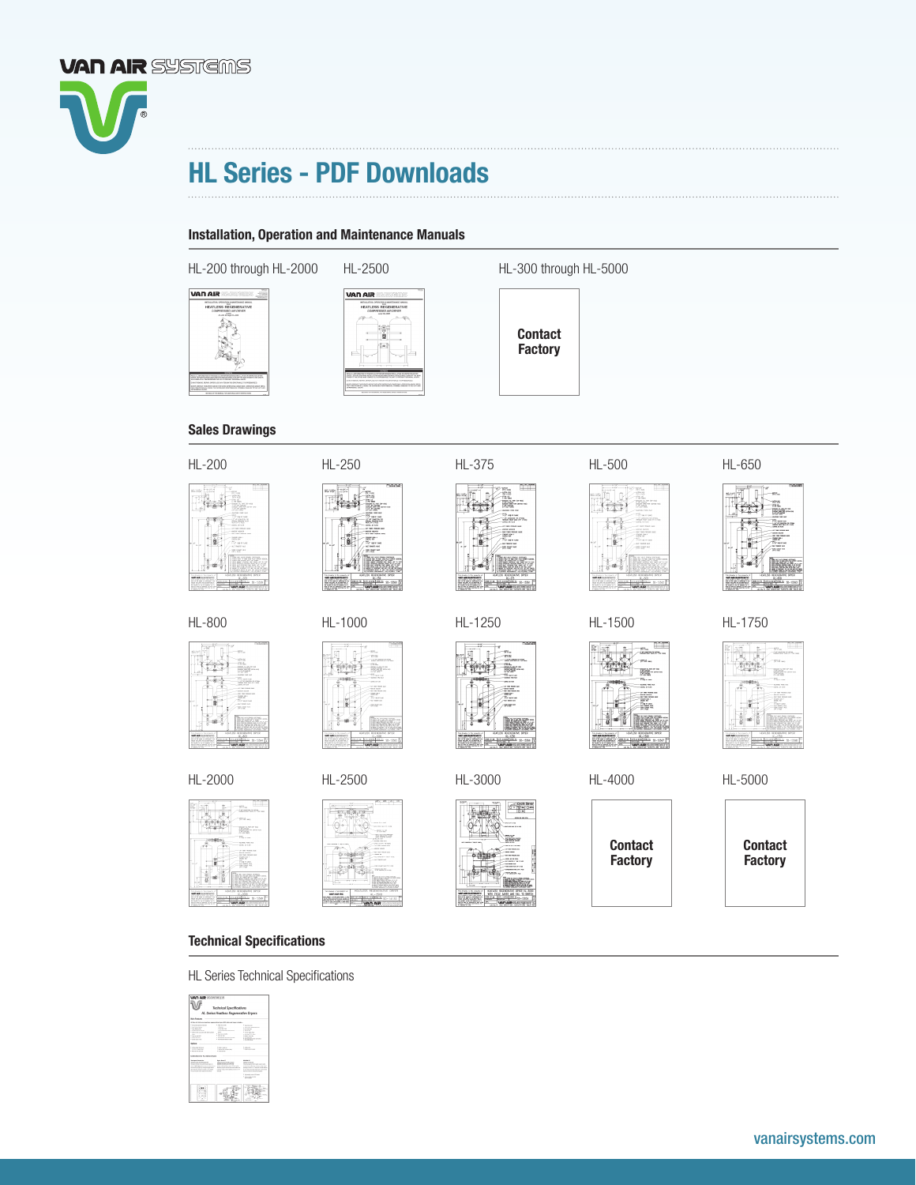# HL Series - PDF Downloads

## Installation, Operation and Maintenance Manuals

HL-200 through HL-2000

HL-2500

HL-300 through HL-5000

Contact Factory

## Sales Drawings

HL-200

HL-250

HL-375

HL-500

HL-650

HL-800

HL-1000

HL-1250

HL-1500

HL-1750

HL-2000

HL-2500

HL-3000

HL-4000

Contact Factory

HL-5000

Contact Factory

## Technical Specifications

HL Series Technical Specifications

vanairsystems.com